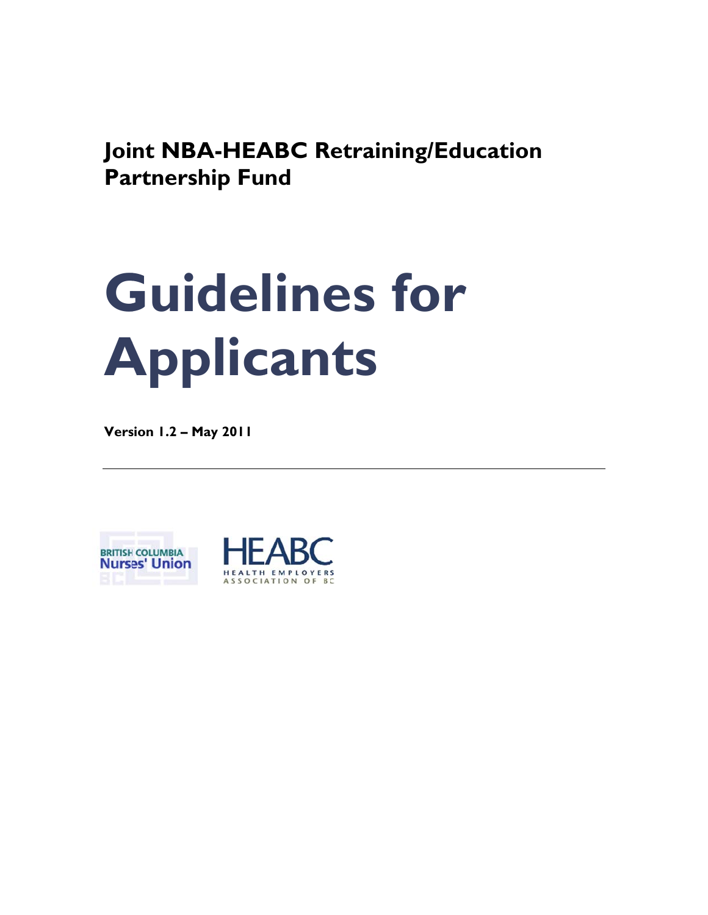**Joint NBA-HEABC Retraining/Education Partnership Fund**

# Guidelines for Applicants

**Version 1.2 – May 2011**

---

BRITISH COLUMBIA Nurses' Union

HEABC HEALTH EMPLOYERS ASSOCIATION OF BC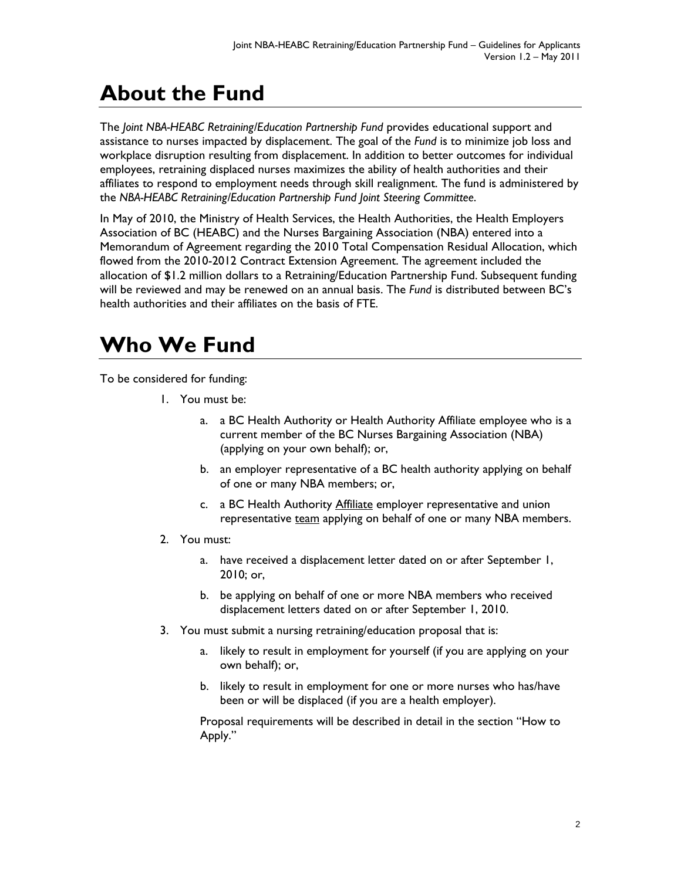# About the Fund

The *Joint NBA-HEABC Retraining/Education Partnership Fund* provides educational support and assistance to nurses impacted by displacement. The goal of the *Fund* is to minimize job loss and workplace disruption resulting from displacement. In addition to better outcomes for individual employees, retraining displaced nurses maximizes the ability of health authorities and their affiliates to respond to employment needs through skill realignment. The fund is administered by the *NBA-HEABC Retraining/Education Partnership Fund Joint Steering Committee*.

In May of 2010, the Ministry of Health Services, the Health Authorities, the Health Employers Association of BC (HEABC) and the Nurses Bargaining Association (NBA) entered into a Memorandum of Agreement regarding the 2010 Total Compensation Residual Allocation, which flowed from the 2010-2012 Contract Extension Agreement. The agreement included the allocation of $1.2 million dollars to a Retraining/Education Partnership Fund. Subsequent funding will be reviewed and may be renewed on an annual basis. The *Fund* is distributed between BC's health authorities and their affiliates on the basis of FTE.

# Who We Fund

To be considered for funding:

1. You must be:
   a. a BC Health Authority or Health Authority Affiliate employee who is a current member of the BC Nurses Bargaining Association (NBA) (applying on your own behalf); or,
   b. an employer representative of a BC health authority applying on behalf of one or many NBA members; or,
   c. a BC Health Authority <u>Affiliate</u> employer representative and union representative <u>team</u> applying on behalf of one or many NBA members.
2. You must:
   a. have received a displacement letter dated on or after September 1, 2010; or,
   b. be applying on behalf of one or more NBA members who received displacement letters dated on or after September 1, 2010.
3. You must submit a nursing retraining/education proposal that is:
   a. likely to result in employment for yourself (if you are applying on your own behalf); or,
   b. likely to result in employment for one or more nurses who has/have been or will be displaced (if you are a health employer).

   Proposal requirements will be described in detail in the section "How to Apply."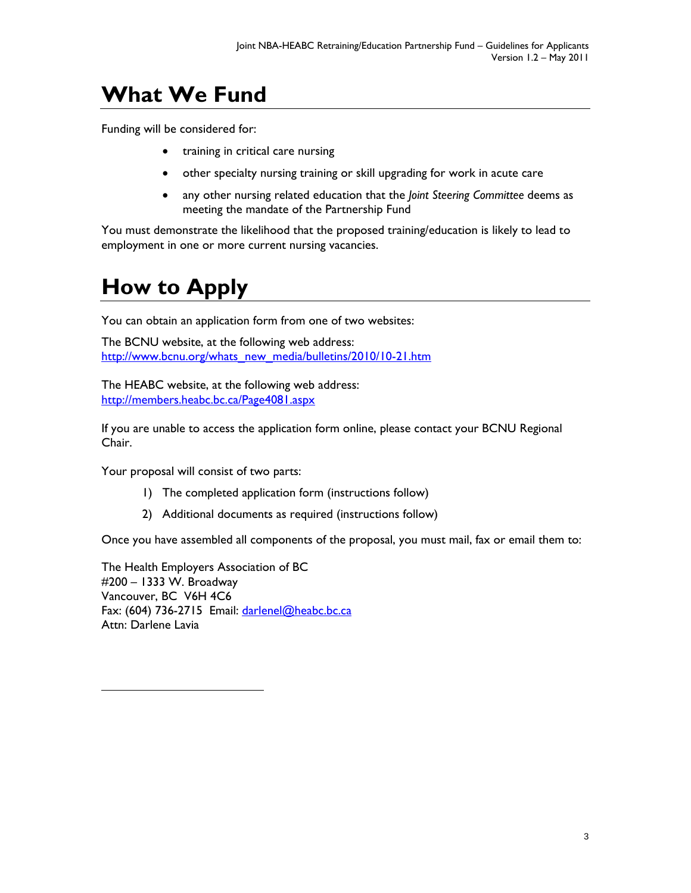# What We Fund

Funding will be considered for:

- training in critical care nursing
- other specialty nursing training or skill upgrading for work in acute care
- any other nursing related education that the *Joint Steering Committee* deems as meeting the mandate of the Partnership Fund

You must demonstrate the likelihood that the proposed training/education is likely to lead to employment in one or more current nursing vacancies.

# How to Apply

You can obtain an application form from one of two websites:

The BCNU website, at the following web address:
http://www.bcnu.org/whats_new_media/bulletins/2010/10-21.htm

The HEABC website, at the following web address:
http://members.heabc.bc.ca/Page4081.aspx

If you are unable to access the application form online, please contact your BCNU Regional Chair.

Your proposal will consist of two parts:

1) The completed application form (instructions follow)
2) Additional documents as required (instructions follow)

Once you have assembled all components of the proposal, you must mail, fax or email them to:

The Health Employers Association of BC
#200 – 1333 W. Broadway
Vancouver, BC V6H 4C6
Fax: (604) 736-2715 Email: darlenel@heabc.bc.ca
Attn: Darlene Lavia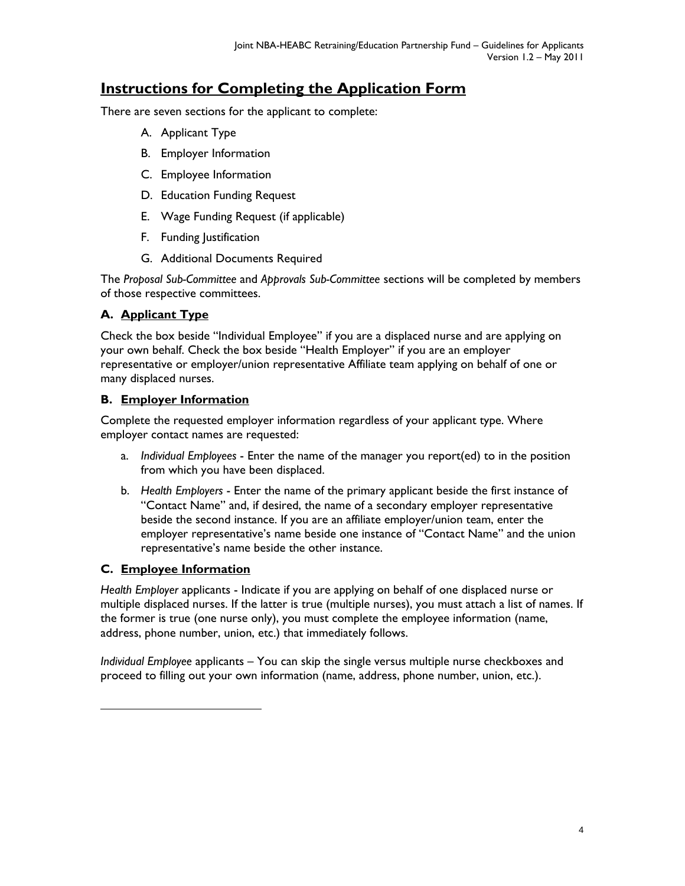## Instructions for Completing the Application Form

There are seven sections for the applicant to complete:

A. Applicant Type
B. Employer Information
C. Employee Information
D. Education Funding Request
E. Wage Funding Request (if applicable)
F. Funding Justification
G. Additional Documents Required

The *Proposal Sub-Committee* and *Approvals Sub-Committee* sections will be completed by members of those respective committees.

### A. Applicant Type

Check the box beside "Individual Employee" if you are a displaced nurse and are applying on your own behalf. Check the box beside "Health Employer" if you are an employer representative or employer/union representative Affiliate team applying on behalf of one or many displaced nurses.

### B. Employer Information

Complete the requested employer information regardless of your applicant type. Where employer contact names are requested:

a. *Individual Employees* - Enter the name of the manager you report(ed) to in the position from which you have been displaced.

b. *Health Employers* - Enter the name of the primary applicant beside the first instance of "Contact Name" and, if desired, the name of a secondary employer representative beside the second instance. If you are an affiliate employer/union team, enter the employer representative's name beside one instance of "Contact Name" and the union representative's name beside the other instance.

### C. Employee Information

*Health Employer* applicants - Indicate if you are applying on behalf of one displaced nurse or multiple displaced nurses. If the latter is true (multiple nurses), you must attach a list of names. If the former is true (one nurse only), you must complete the employee information (name, address, phone number, union, etc.) that immediately follows.

*Individual Employee* applicants – You can skip the single versus multiple nurse checkboxes and proceed to filling out your own information (name, address, phone number, union, etc.).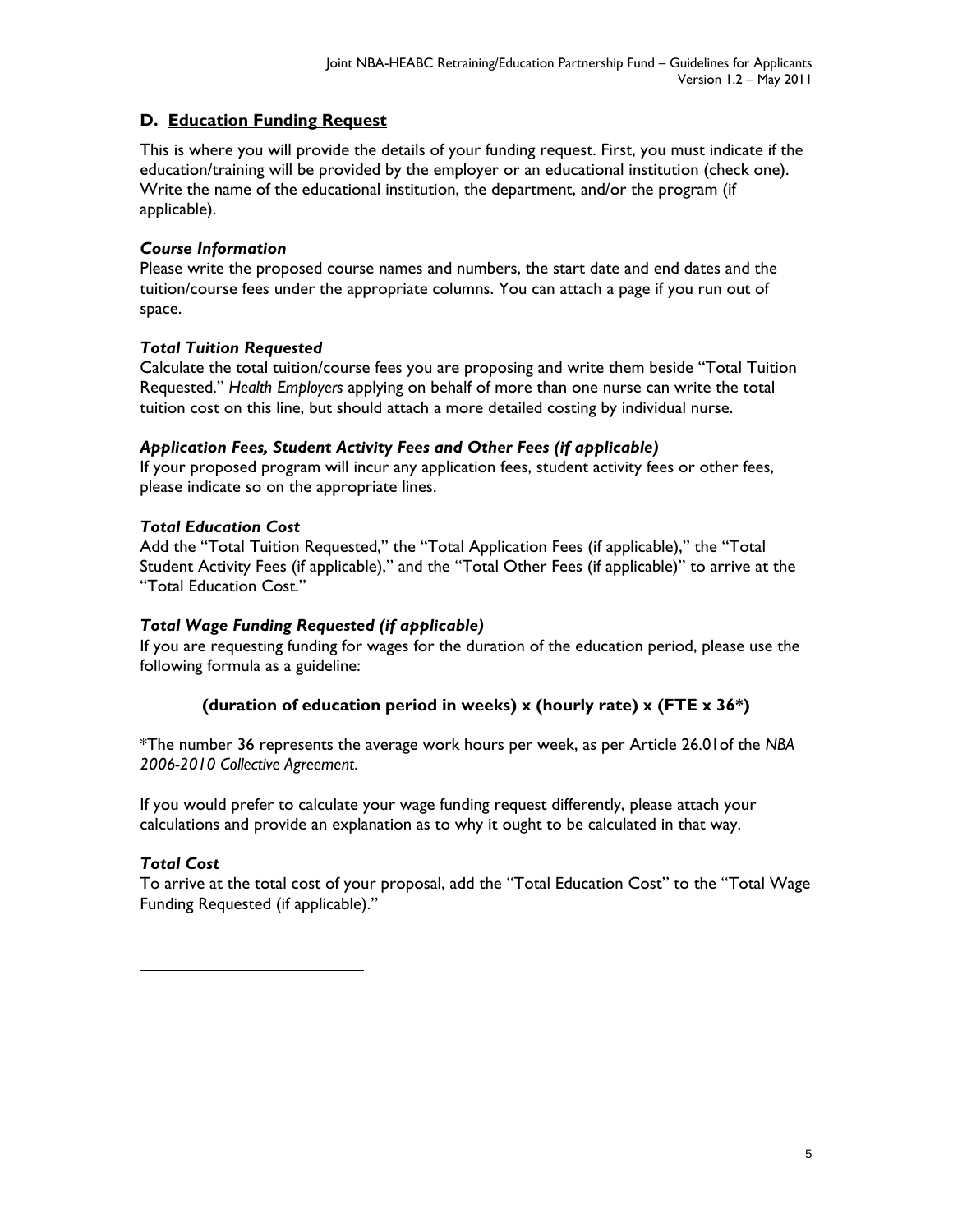## D. Education Funding Request

This is where you will provide the details of your funding request. First, you must indicate if the education/training will be provided by the employer or an educational institution (check one). Write the name of the educational institution, the department, and/or the program (if applicable).

### *Course Information*

Please write the proposed course names and numbers, the start date and end dates and the tuition/course fees under the appropriate columns. You can attach a page if you run out of space.

### *Total Tuition Requested*

Calculate the total tuition/course fees you are proposing and write them beside "Total Tuition Requested." *Health Employers* applying on behalf of more than one nurse can write the total tuition cost on this line, but should attach a more detailed costing by individual nurse.

### *Application Fees, Student Activity Fees and Other Fees (if applicable)*

If your proposed program will incur any application fees, student activity fees or other fees, please indicate so on the appropriate lines.

### *Total Education Cost*

Add the "Total Tuition Requested," the "Total Application Fees (if applicable)," the "Total Student Activity Fees (if applicable)," and the "Total Other Fees (if applicable)" to arrive at the "Total Education Cost."

### *Total Wage Funding Requested (if applicable)*

If you are requesting funding for wages for the duration of the education period, please use the following formula as a guideline:

**(duration of education period in weeks) x (hourly rate) x (FTE x 36*)**

*The number 36 represents the average work hours per week, as per Article 26.01of the *NBA 2006-2010 Collective Agreement*.

If you would prefer to calculate your wage funding request differently, please attach your calculations and provide an explanation as to why it ought to be calculated in that way.

### *Total Cost*

To arrive at the total cost of your proposal, add the "Total Education Cost" to the "Total Wage Funding Requested (if applicable)."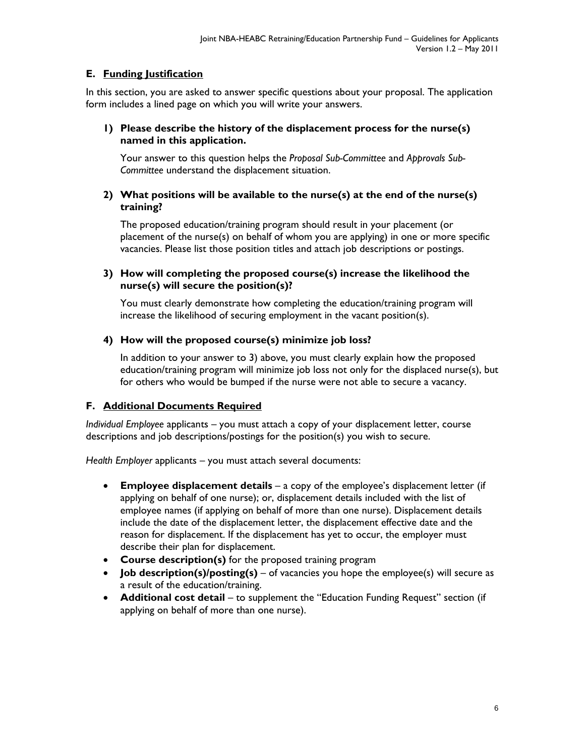## E. Funding Justification

In this section, you are asked to answer specific questions about your proposal. The application form includes a lined page on which you will write your answers.

### 1) Please describe the history of the displacement process for the nurse(s) named in this application.

Your answer to this question helps the *Proposal Sub-Committee* and *Approvals Sub-Committee* understand the displacement situation.

### 2) What positions will be available to the nurse(s) at the end of the nurse(s) training?

The proposed education/training program should result in your placement (or placement of the nurse(s) on behalf of whom you are applying) in one or more specific vacancies. Please list those position titles and attach job descriptions or postings.

### 3) How will completing the proposed course(s) increase the likelihood the nurse(s) will secure the position(s)?

You must clearly demonstrate how completing the education/training program will increase the likelihood of securing employment in the vacant position(s).

### 4) How will the proposed course(s) minimize job loss?

In addition to your answer to 3) above, you must clearly explain how the proposed education/training program will minimize job loss not only for the displaced nurse(s), but for others who would be bumped if the nurse were not able to secure a vacancy.

## F. Additional Documents Required

*Individual Employee* applicants – you must attach a copy of your displacement letter, course descriptions and job descriptions/postings for the position(s) you wish to secure.

*Health Employer* applicants – you must attach several documents:

- **Employee displacement details** – a copy of the employee's displacement letter (if applying on behalf of one nurse); or, displacement details included with the list of employee names (if applying on behalf of more than one nurse). Displacement details include the date of the displacement letter, the displacement effective date and the reason for displacement. If the displacement has yet to occur, the employer must describe their plan for displacement.
- **Course description(s)** for the proposed training program
- **Job description(s)/posting(s)** – of vacancies you hope the employee(s) will secure as a result of the education/training.
- **Additional cost detail** – to supplement the "Education Funding Request" section (if applying on behalf of more than one nurse).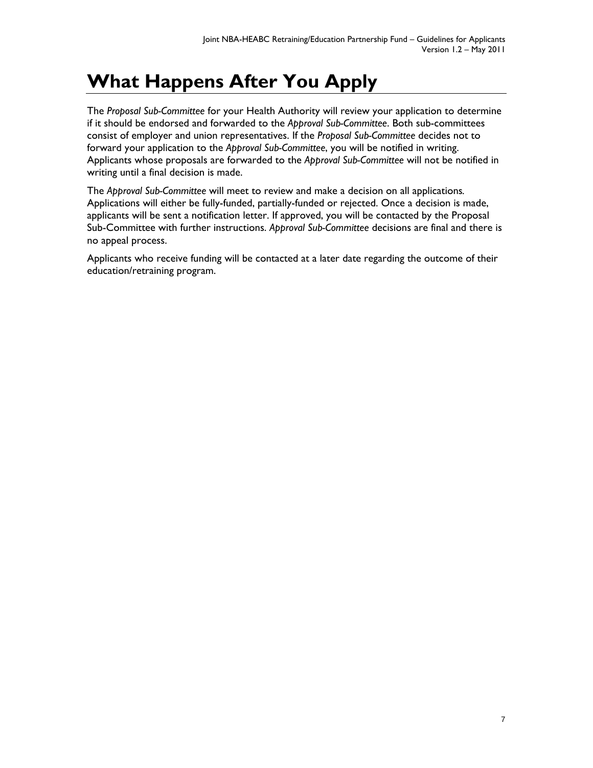# What Happens After You Apply

The *Proposal Sub-Committee* for your Health Authority will review your application to determine if it should be endorsed and forwarded to the *Approval Sub-Committee*. Both sub-committees consist of employer and union representatives. If the *Proposal Sub-Committee* decides not to forward your application to the *Approval Sub-Committee*, you will be notified in writing. Applicants whose proposals are forwarded to the *Approval Sub-Committee* will not be notified in writing until a final decision is made.

The *Approval Sub-Committee* will meet to review and make a decision on all applications. Applications will either be fully-funded, partially-funded or rejected. Once a decision is made, applicants will be sent a notification letter. If approved, you will be contacted by the Proposal Sub-Committee with further instructions. *Approval Sub-Committee* decisions are final and there is no appeal process.

Applicants who receive funding will be contacted at a later date regarding the outcome of their education/retraining program.